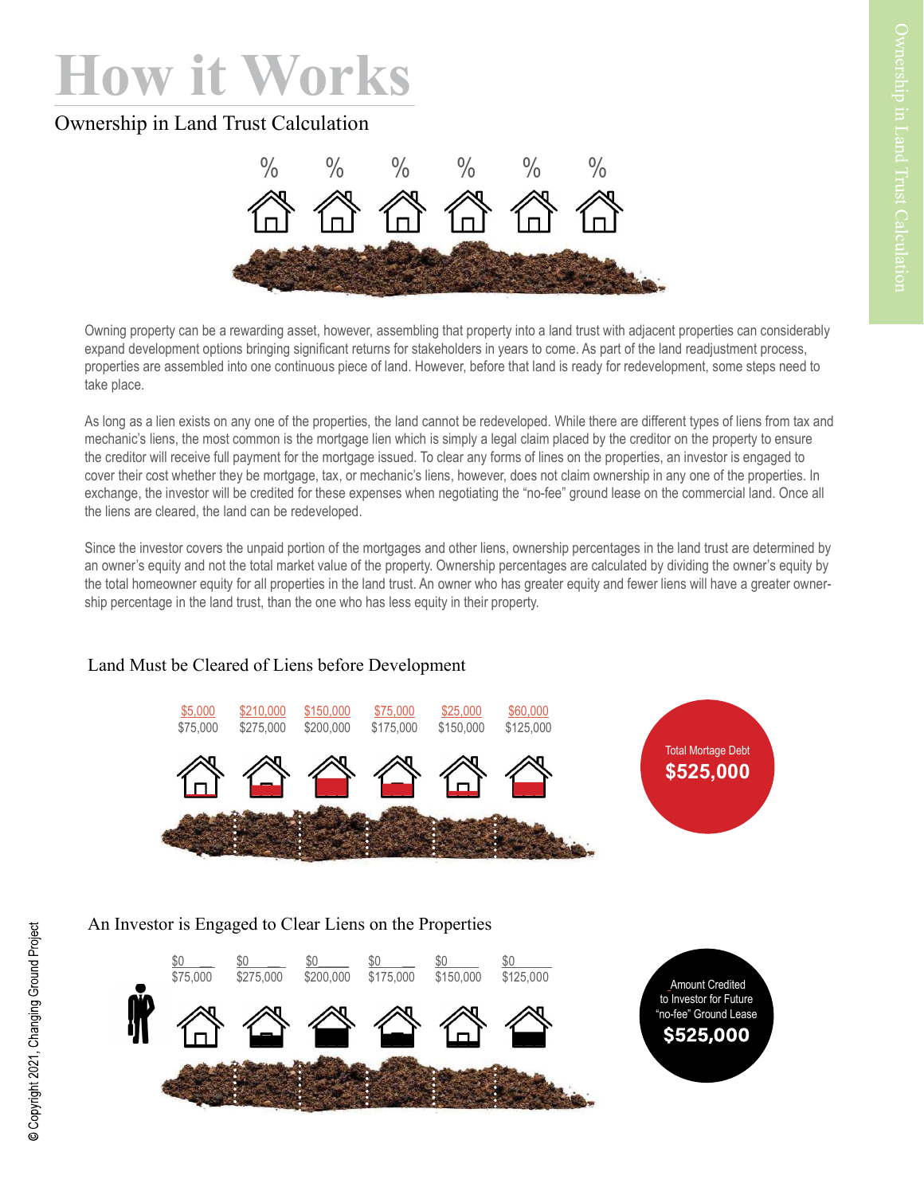# How it Works

## Ownership in Land Trust Calculation

% % % % % %

Owning property can be a rewarding asset, however, assembling that property into a land trust with adjacent properties can considerably expand development options bringing significant returns for stakeholders in years to come. As part of the land readjustment process, properties are assembled into one continuous piece of land. However, before that land is ready for redevelopment, some steps need to take place.

As long as a lien exists on any one of the properties, the land cannot be redeveloped. While there are different types of liens from tax and mechanic's liens, the most common is the mortgage lien which is simply a legal claim placed by the creditor on the property to ensure the creditor will receive full payment for the mortgage issued. To clear any forms of lines on the properties, an investor is engaged to cover their cost whether they be mortgage, tax, or mechanic's liens, however, does not claim ownership in any one of the properties. In exchange, the investor will be credited for these expenses when negotiating the "no-fee" ground lease on the commercial land. Once all the liens are cleared, the land can be redeveloped.

Since the investor covers the unpaid portion of the mortgages and other liens, ownership percentages in the land trust are determined by an owner's equity and not the total market value of the property. Ownership percentages are calculated by dividing the owner's equity by the total homeowner equity for all properties in the land trust. An owner who has greater equity and fewer liens will have a greater ownership percentage in the land trust, than the one who has less equity in their property.

### Land Must be Cleared of Liens before Development

| $5,000 | $210,000 | $150,000 | $75,000 | $25,000 | $60,000 |
|---|---|---|---|---|---|
| $75,000 | $275,000 | $200,000 | $175,000 | $150,000 | $125,000 |

Total Mortage Debt **$525,000**

### An Investor is Engaged to Clear Liens on the Properties

| $0 | $0 | $0 | $0 | $0 | $0 |
|---|---|---|---|---|---|
| $75,000 | $275,000 | $200,000 | $175,000 | $150,000 | $125,000 |

Amount Credited to Investor for Future "no-fee" Ground Lease **$525,000**

© Copyright 2021, Changing Ground Project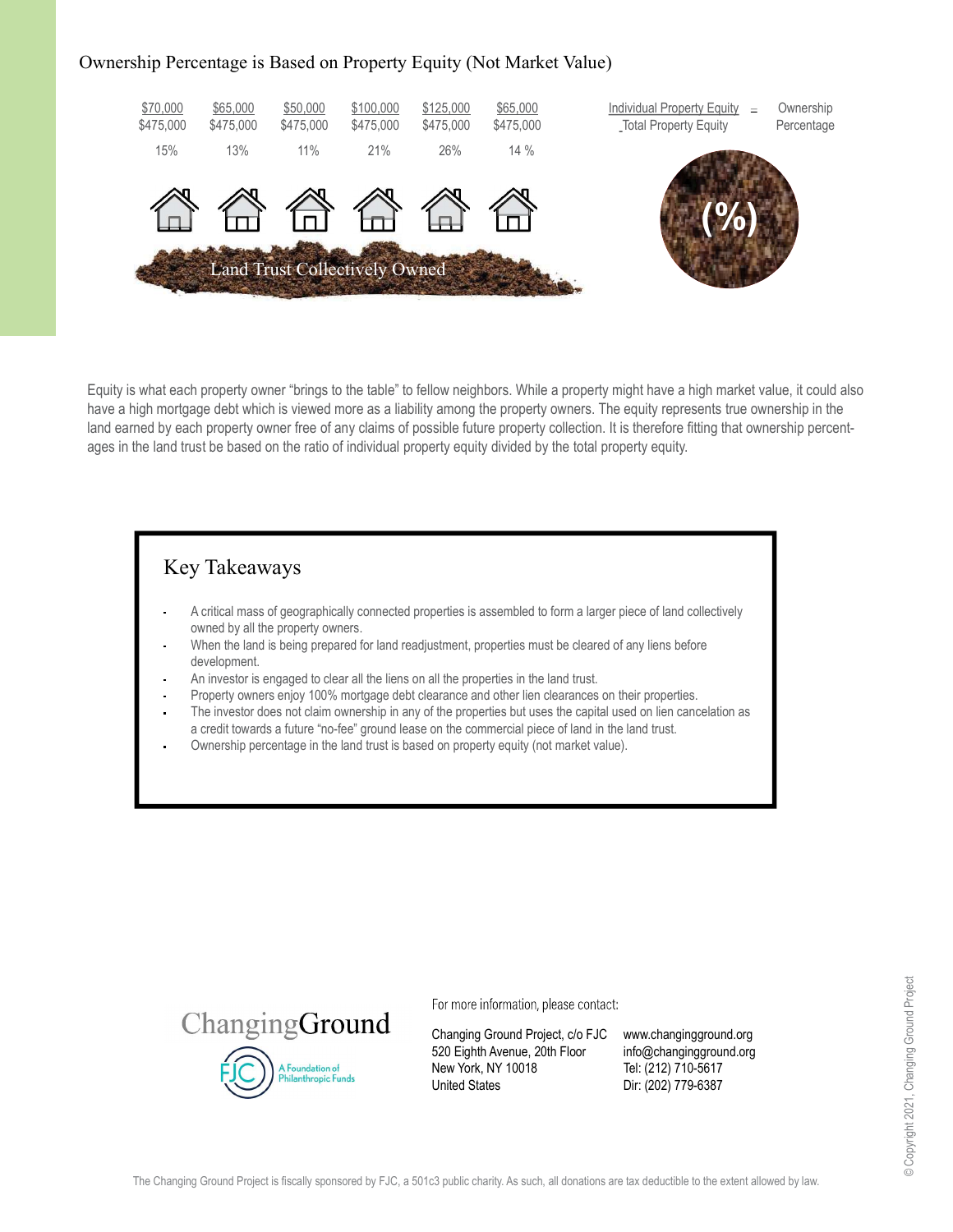## Ownership Percentage is Based on Property Equity (Not Market Value)

| | | | | | |
|---|---|---|---|---|---|
| $70,000 / $475,000 | $65,000 / $475,000 | $50,000 / $475,000 | $100,000 / $475,000 | $125,000 / $475,000 | $65,000 / $475,000 |
| 15% | 13% | 11% | 21% | 26% | 14 % |

Land Trust Collectively Owned

$$\frac{\text{Individual Property Equity}}{\text{Total Property Equity}} = \text{Ownership Percentage}$$

(%)

Equity is what each property owner “brings to the table” to fellow neighbors. While a property might have a high market value, it could also have a high mortgage debt which is viewed more as a liability among the property owners. The equity represents true ownership in the land earned by each property owner free of any claims of possible future property collection. It is therefore fitting that ownership percentages in the land trust be based on the ratio of individual property equity divided by the total property equity.

### Key Takeaways

- A critical mass of geographically connected properties is assembled to form a larger piece of land collectively owned by all the property owners.
- When the land is being prepared for land readjustment, properties must be cleared of any liens before development.
- An investor is engaged to clear all the liens on all the properties in the land trust.
- Property owners enjoy 100% mortgage debt clearance and other lien clearances on their properties.
- The investor does not claim ownership in any of the properties but uses the capital used on lien cancelation as a credit towards a future “no-fee” ground lease on the commercial piece of land in the land trust.
- Ownership percentage in the land trust is based on property equity (not market value).

ChangingGround

FJC A Foundation of Philanthropic Funds

For more information, please contact:

Changing Ground Project, c/o FJC
520 Eighth Avenue, 20th Floor
New York, NY 10018
United States

www.changingground.org
info@changingground.org
Tel: (212) 710-5617
Dir: (202) 779-6387

The Changing Ground Project is fiscally sponsored by FJC, a 501c3 public charity. As such, all donations are tax deductible to the extent allowed by law.

© Copyright 2021, Changing Ground Project